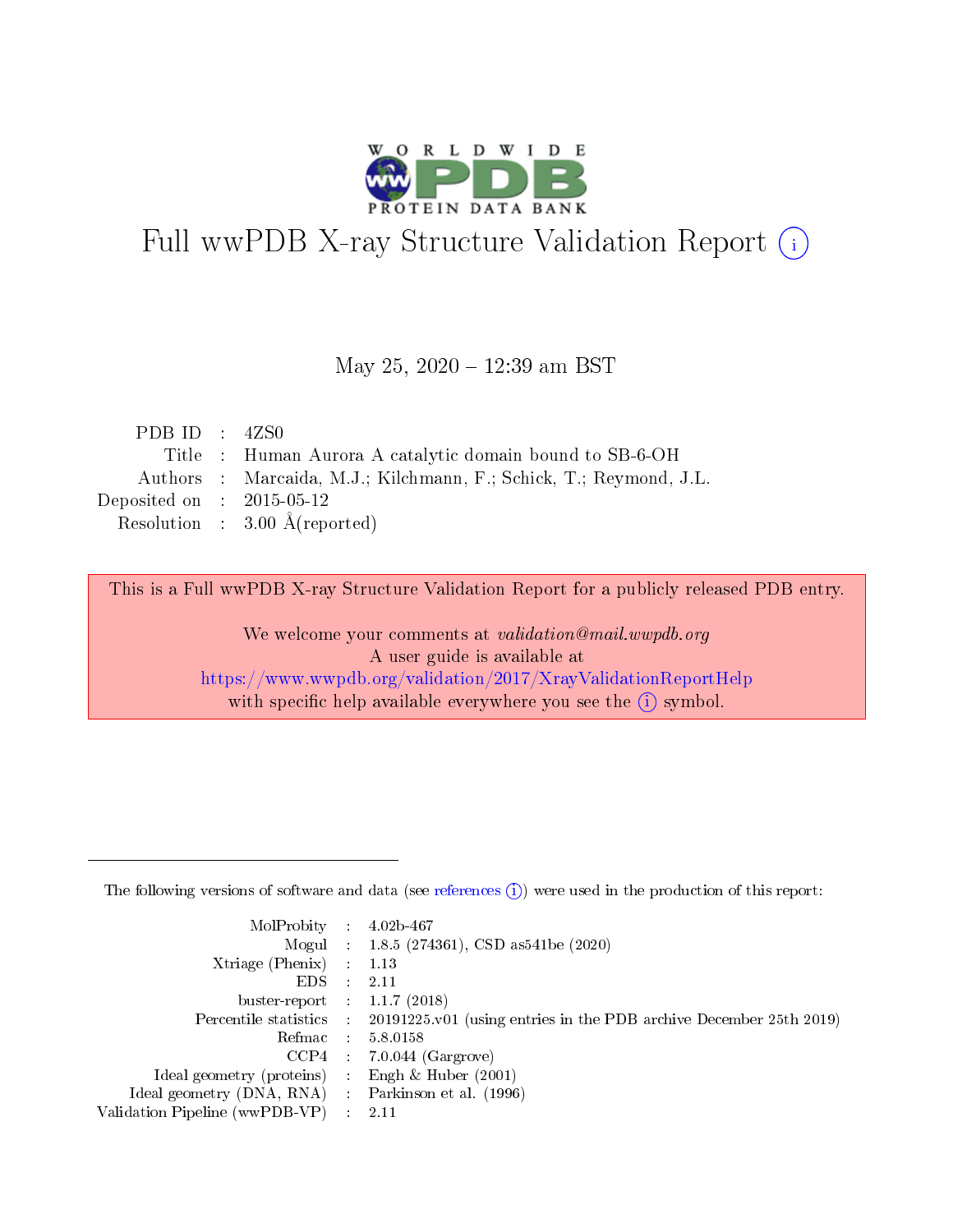# Full wwPDB X-ray Structure Validation Report (i)

May 25, 2020 – 12:39 am BST

| | | |
|---|---|---|
| PDB ID | : | 4ZS0 |
| Title | : | Human Aurora A catalytic domain bound to SB-6-OH |
| Authors | : | Marcaida, M.J.; Kilchmann, F.; Schick, T.; Reymond, J.L. |
| Deposited on | : | 2015-05-12 |
| Resolution | : | 3.00 Å(reported) |

This is a Full wwPDB X-ray Structure Validation Report for a publicly released PDB entry.

We welcome your comments at *validation@mail.wwpdb.org*
A user guide is available at
https://www.wwpdb.org/validation/2017/XrayValidationReportHelp
with specific help available everywhere you see the (i) symbol.

---

The following versions of software and data (see references (i)) were used in the production of this report:

| | | |
|---|---|---|
| MolProbity | : | 4.02b-467 |
| Mogul | : | 1.8.5 (274361), CSD as541be (2020) |
| Xtriage (Phenix) | : | 1.13 |
| EDS | : | 2.11 |
| buster-report | : | 1.1.7 (2018) |
| Percentile statistics | : | 20191225.v01 (using entries in the PDB archive December 25th 2019) |
| Refmac | : | 5.8.0158 |
| CCP4 | : | 7.0.044 (Gargrove) |
| Ideal geometry (proteins) | : | Engh & Huber (2001) |
| Ideal geometry (DNA, RNA) | : | Parkinson et al. (1996) |
| Validation Pipeline (wwPDB-VP) | : | 2.11 |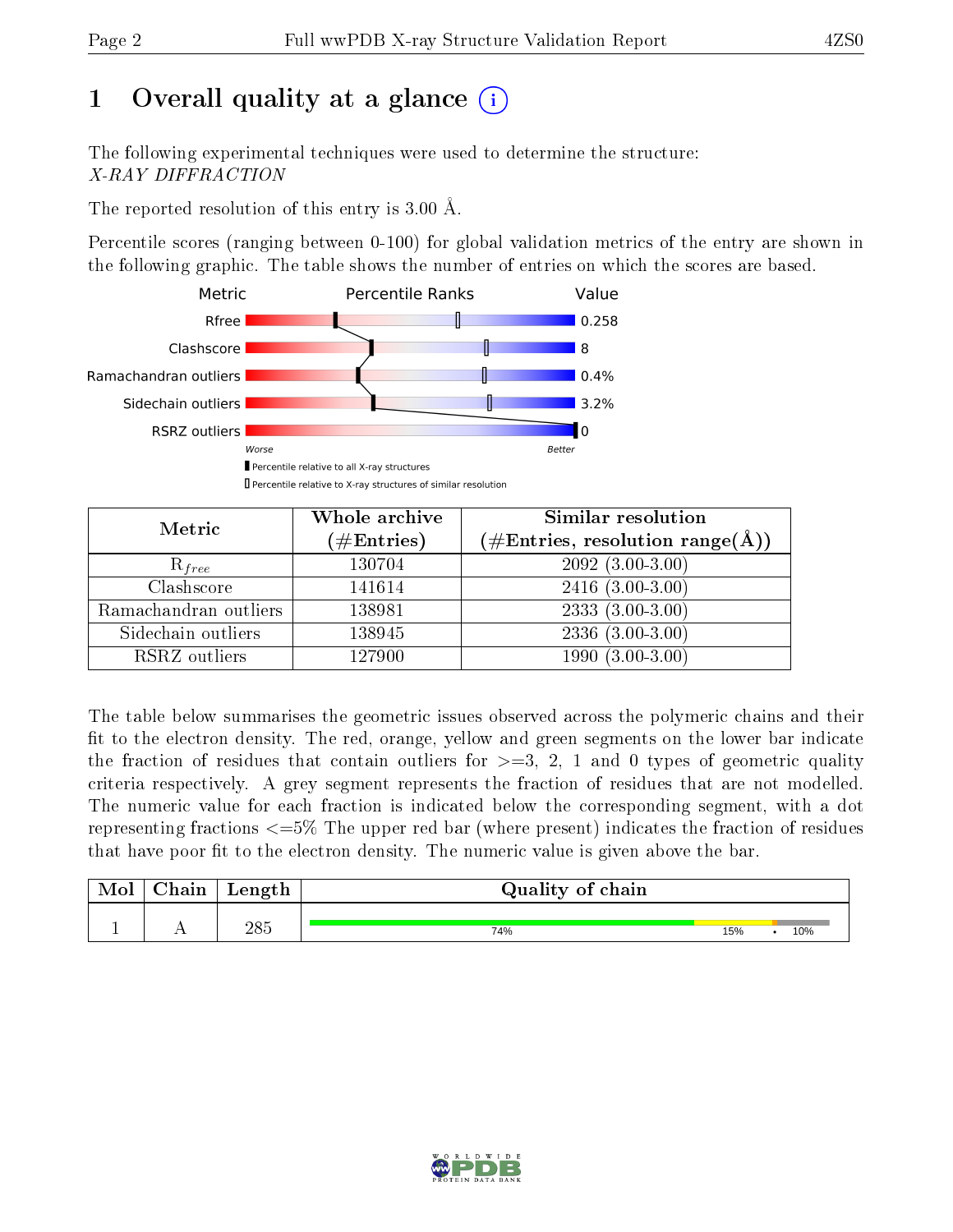# 1 Overall quality at a glance (i)

The following experimental techniques were used to determine the structure:
*X-RAY DIFFRACTION*

The reported resolution of this entry is 3.00 Å.

Percentile scores (ranging between 0-100) for global validation metrics of the entry are shown in the following graphic. The table shows the number of entries on which the scores are based.

Metric
Percentile Ranks
Value
Rfree 0.258
Clashscore 8
Ramachandran outliers 0.4%
Sidechain outliers 3.2%
RSRZ outliers 0
Worse
Better
Percentile relative to all X-ray structures
Percentile relative to X-ray structures of similar resolution

| Metric | Whole archive (#Entries) | Similar resolution (#Entries, resolution range(Å)) |
|---|---|---|
| $R_{free}$ | 130704 | 2092 (3.00-3.00) |
| Clashscore | 141614 | 2416 (3.00-3.00) |
| Ramachandran outliers | 138981 | 2333 (3.00-3.00) |
| Sidechain outliers | 138945 | 2336 (3.00-3.00) |
| RSRZ outliers | 127900 | 1990 (3.00-3.00) |

The table below summarises the geometric issues observed across the polymeric chains and their fit to the electron density. The red, orange, yellow and green segments on the lower bar indicate the fraction of residues that contain outliers for >=3, 2, 1 and 0 types of geometric quality criteria respectively. A grey segment represents the fraction of residues that are not modelled. The numeric value for each fraction is indicated below the corresponding segment, with a dot representing fractions <=5% The upper red bar (where present) indicates the fraction of residues that have poor fit to the electron density. The numeric value is given above the bar.

| Mol | Chain | Length | Quality of chain |
|---|---|---|---|
| 1 | A | 285 | 74% 15% • 10% |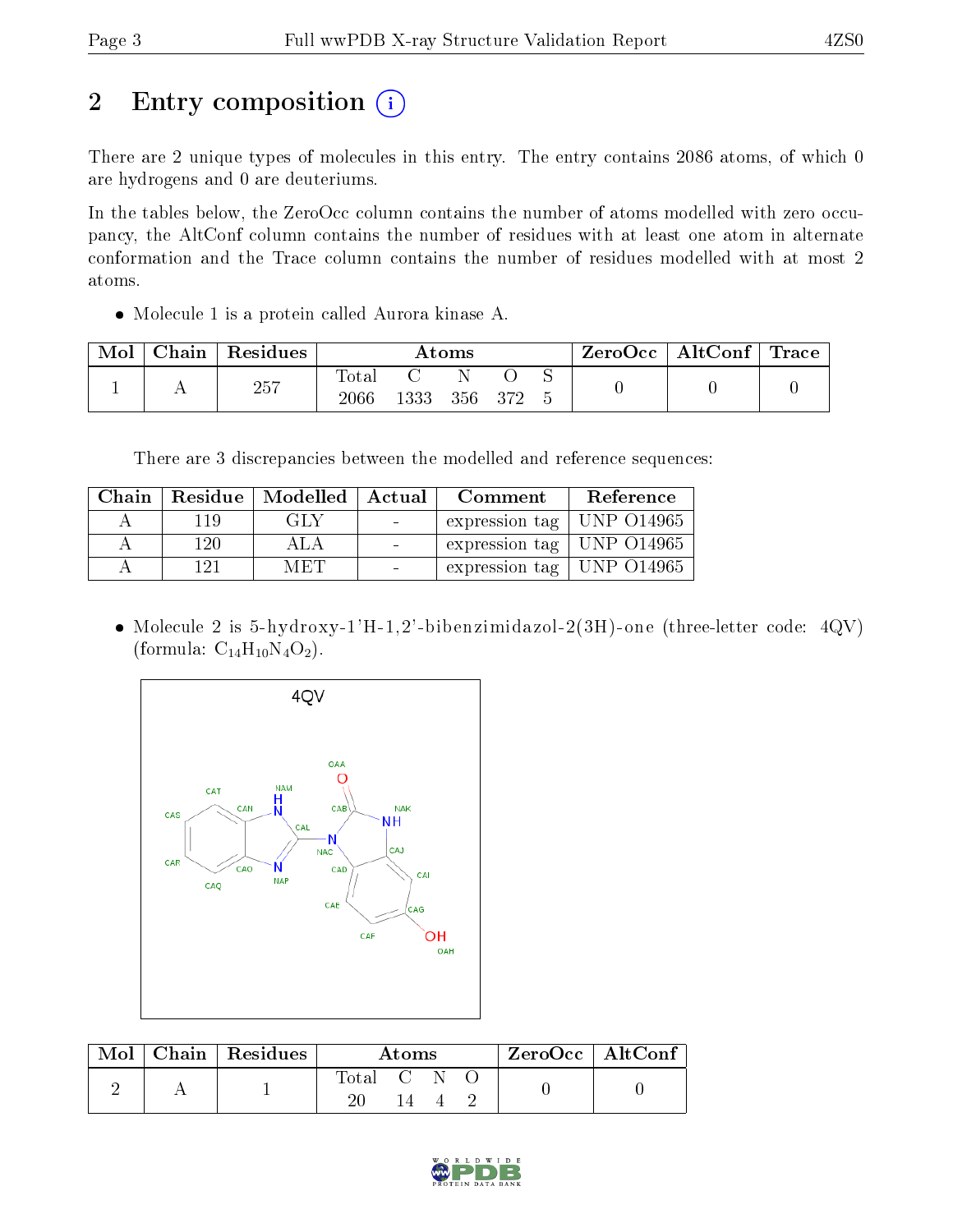# 2 Entry composition (i)

There are 2 unique types of molecules in this entry. The entry contains 2086 atoms, of which 0 are hydrogens and 0 are deuteriums.

In the tables below, the ZeroOcc column contains the number of atoms modelled with zero occupancy, the AltConf column contains the number of residues with at least one atom in alternate conformation and the Trace column contains the number of residues modelled with at most 2 atoms.

- Molecule 1 is a protein called Aurora kinase A.

| Mol | Chain | Residues | Atoms | | | | | ZeroOcc | AltConf | Trace |
|---|---|---|---|---|---|---|---|---|---|---|
| | | | Total | C | N | O | S | | | |
| 1 | A | 257 | 2066 | 1333 | 356 | 372 | 5 | 0 | 0 | 0 |

There are 3 discrepancies between the modelled and reference sequences:

| Chain | Residue | Modelled | Actual | Comment | Reference |
|---|---|---|---|---|---|
| A | 119 | GLY | - | expression tag | UNP O14965 |
| A | 120 | ALA | - | expression tag | UNP O14965 |
| A | 121 | MET | - | expression tag | UNP O14965 |

- Molecule 2 is 5-hydroxy-1'H-1,2'-bibenzimidazol-2(3H)-one (three-letter code: 4QV) (formula: $C_{14}H_{10}N_4O_2$).

4QV

OAA O CAT NAM H N CAS CAN CAL CAB NAK NH N NAC CAJ CAR CAO N NAP CAD CAI CAQ CAE CAG CAF OH OAH

| Mol | Chain | Residues | Atoms | | | | ZeroOcc | AltConf |
|---|---|---|---|---|---|---|---|---|
| | | | Total | C | N | O | | |
| 2 | A | 1 | 20 | 14 | 4 | 2 | 0 | 0 |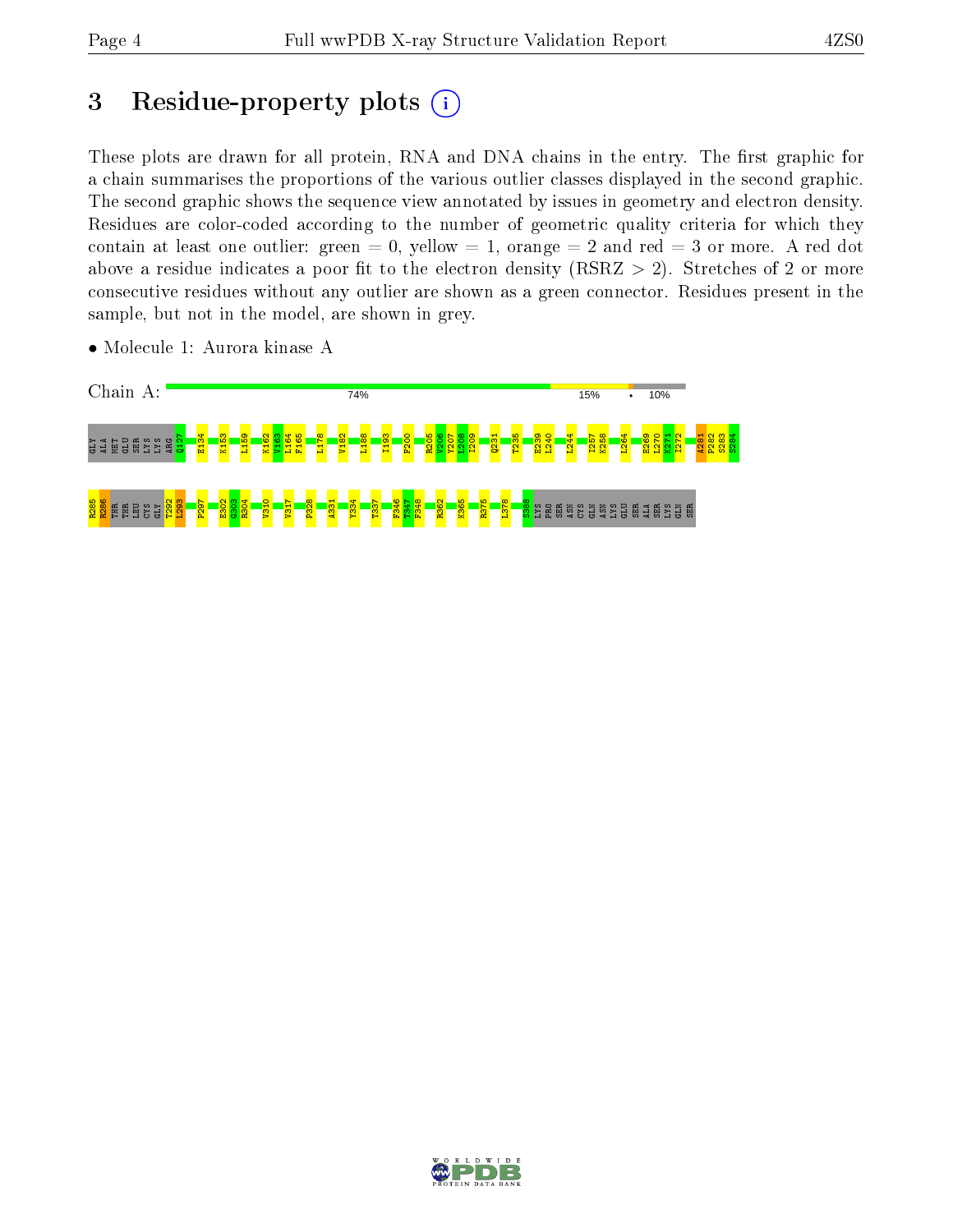# 3 Residue-property plots

These plots are drawn for all protein, RNA and DNA chains in the entry. The first graphic for a chain summarises the proportions of the various outlier classes displayed in the second graphic. The second graphic shows the sequence view annotated by issues in geometry and electron density. Residues are color-coded according to the number of geometric quality criteria for which they contain at least one outlier: green = 0, yellow = 1, orange = 2 and red = 3 or more. A red dot above a residue indicates a poor fit to the electron density (RSRZ > 2). Stretches of 2 or more consecutive residues without any outlier are shown as a green connector. Residues present in the sample, but not in the model, are shown in grey.

- Molecule 1: Aurora kinase A

Chain A:

74%

15%

•

10%

GLY ALA MET GLU SER LYS LYS ARG Q127 E134 K153 L159 K162 V163 L164 F165 L178 V182 L188 I193 F200 R205 V206 Y207 L208 I209 Q231 T235 E239 L240 L244 I257 K258 L264 E269 L270 K271 I272 A281 P282 S283 S284

R285 R286 THR THR LEU CYS GLY T292 L293 P297 E302 G303 R304 V310 V317 P328 A331 Y334 T337 F346 T347 F348 R362 K365 R375 L378 S388 LYS PRO SER ASN CYS GLN ASN LYS GLU SER ALA SER LYS GLN SER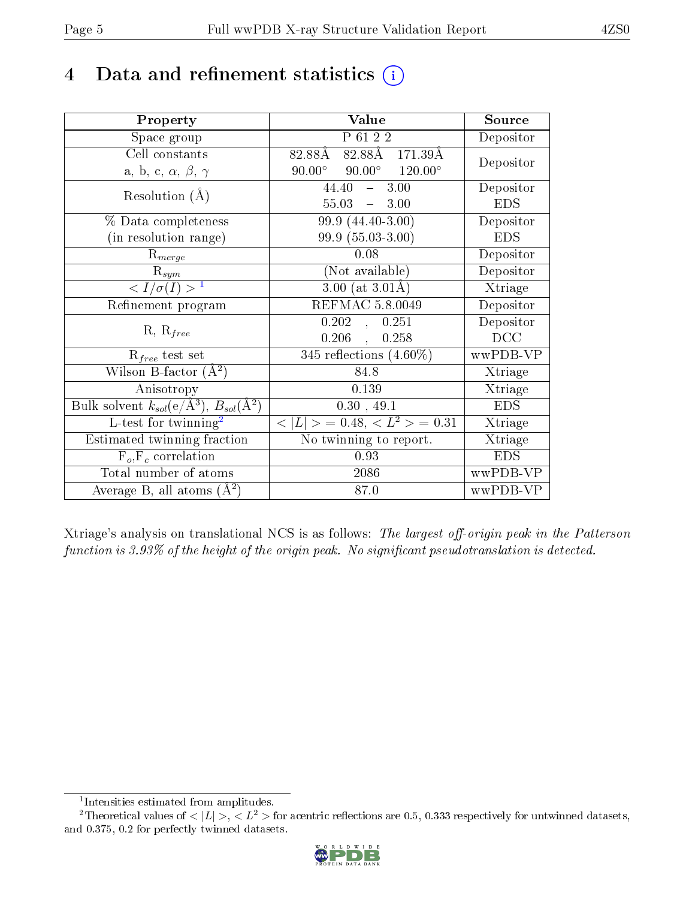# 4 Data and refinement statistics (i)

| Property | Value | Source |
|---|---|---|
| Space group | P 61 2 2 | Depositor |
| Cell constants<br>a, b, c, $\alpha$, $\beta$, $\gamma$ | 82.88Å 82.88Å 171.39Å<br>90.00° 90.00° 120.00° | Depositor |
| Resolution (Å) | 44.40 – 3.00<br>55.03 – 3.00 | Depositor<br>EDS |
| % Data completeness<br>(in resolution range) | 99.9 (44.40-3.00)<br>99.9 (55.03-3.00) | Depositor<br>EDS |
| $R_{merge}$ | 0.08 | Depositor |
| $R_{sym}$ | (Not available) | Depositor |
| $< I/\sigma(I) >$ [1] | 3.00 (at 3.01Å) | Xtriage |
| Refinement program | REFMAC 5.8.0049 | Depositor |
| R, $R_{free}$ | 0.202 , 0.251<br>0.206 , 0.258 | Depositor<br>DCC |
| $R_{free}$ test set | 345 reflections (4.60%) | wwPDB-VP |
| Wilson B-factor (Å$^2$) | 84.8 | Xtriage |
| Anisotropy | 0.139 | Xtriage |
| Bulk solvent $k_{sol}$(e/Å$^3$), $B_{sol}$(Å$^2$) | 0.30 , 49.1 | EDS |
| L-test for twinning[2] | $< \|L\| > = 0.48$, $< L^2 > = 0.31$ | Xtriage |
| Estimated twinning fraction | No twinning to report. | Xtriage |
| $F_o$,$F_c$ correlation | 0.93 | EDS |
| Total number of atoms | 2086 | wwPDB-VP |
| Average B, all atoms (Å$^2$) | 87.0 | wwPDB-VP |

Xtriage's analysis on translational NCS is as follows: *The largest off-origin peak in the Patterson function is 3.93% of the height of the origin peak. No significant pseudotranslation is detected.*

[1] Intensities estimated from amplitudes.

[2] Theoretical values of $< |L| >$, $< L^2 >$ for acentric reflections are 0.5, 0.333 respectively for untwinned datasets, and 0.375, 0.2 for perfectly twinned datasets.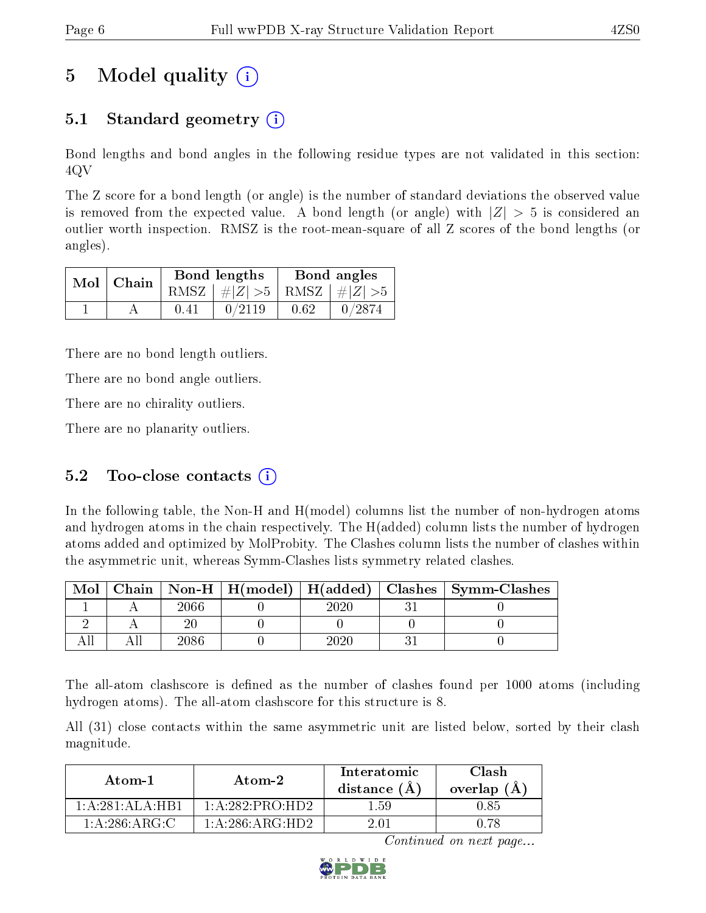# 5 Model quality (i)

## 5.1 Standard geometry (i)

Bond lengths and bond angles in the following residue types are not validated in this section: 4QV

The Z score for a bond length (or angle) is the number of standard deviations the observed value is removed from the expected value. A bond length (or angle) with $|Z| > 5$ is considered an outlier worth inspection. RMSZ is the root-mean-square of all Z scores of the bond lengths (or angles).

| Mol | Chain | Bond lengths | | Bond angles | |
|---|---|---|---|---|---|
| | | RMSZ | #$\|Z\|$ >5 | RMSZ | #$\|Z\|$ >5 |
| 1 | A | 0.41 | 0/2119 | 0.62 | 0/2874 |

There are no bond length outliers.

There are no bond angle outliers.

There are no chirality outliers.

There are no planarity outliers.

## 5.2 Too-close contacts (i)

In the following table, the Non-H and H(model) columns list the number of non-hydrogen atoms and hydrogen atoms in the chain respectively. The H(added) column lists the number of hydrogen atoms added and optimized by MolProbity. The Clashes column lists the number of clashes within the asymmetric unit, whereas Symm-Clashes lists symmetry related clashes.

| Mol | Chain | Non-H | H(model) | H(added) | Clashes | Symm-Clashes |
|---|---|---|---|---|---|---|
| 1 | A | 2066 | 0 | 2020 | 31 | 0 |
| 2 | A | 20 | 0 | 0 | 0 | 0 |
| All | All | 2086 | 0 | 2020 | 31 | 0 |

The all-atom clashscore is defined as the number of clashes found per 1000 atoms (including hydrogen atoms). The all-atom clashscore for this structure is 8.

All (31) close contacts within the same asymmetric unit are listed below, sorted by their clash magnitude.

| Atom-1 | Atom-2 | Interatomic distance (Å) | Clash overlap (Å) |
|---|---|---|---|
| 1:A:281:ALA:HB1 | 1:A:282:PRO:HD2 | 1.59 | 0.85 |
| 1:A:286:ARG:C | 1:A:286:ARG:HD2 | 2.01 | 0.78 |

*Continued on next page...*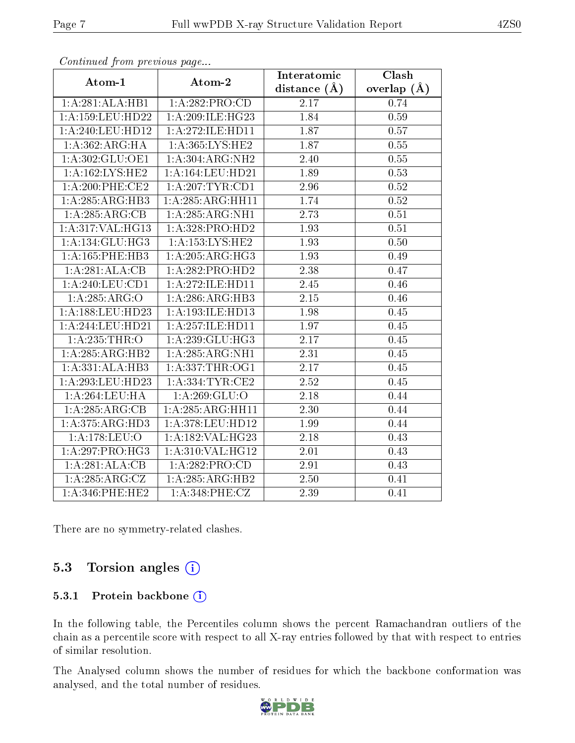*Continued from previous page...*

| Atom-1 | Atom-2 | Interatomic distance (Å) | Clash overlap (Å) |
|---|---|---|---|
| 1:A:281:ALA:HB1 | 1:A:282:PRO:CD | 2.17 | 0.74 |
| 1:A:159:LEU:HD22 | 1:A:209:ILE:HG23 | 1.84 | 0.59 |
| 1:A:240:LEU:HD12 | 1:A:272:ILE:HD11 | 1.87 | 0.57 |
| 1:A:362:ARG:HA | 1:A:365:LYS:HE2 | 1.87 | 0.55 |
| 1:A:302:GLU:OE1 | 1:A:304:ARG:NH2 | 2.40 | 0.55 |
| 1:A:162:LYS:HE2 | 1:A:164:LEU:HD21 | 1.89 | 0.53 |
| 1:A:200:PHE:CE2 | 1:A:207:TYR:CD1 | 2.96 | 0.52 |
| 1:A:285:ARG:HB3 | 1:A:285:ARG:HH11 | 1.74 | 0.52 |
| 1:A:285:ARG:CB | 1:A:285:ARG:NH1 | 2.73 | 0.51 |
| 1:A:317:VAL:HG13 | 1:A:328:PRO:HD2 | 1.93 | 0.51 |
| 1:A:134:GLU:HG3 | 1:A:153:LYS:HE2 | 1.93 | 0.50 |
| 1:A:165:PHE:HB3 | 1:A:205:ARG:HG3 | 1.93 | 0.49 |
| 1:A:281:ALA:CB | 1:A:282:PRO:HD2 | 2.38 | 0.47 |
| 1:A:240:LEU:CD1 | 1:A:272:ILE:HD11 | 2.45 | 0.46 |
| 1:A:285:ARG:O | 1:A:286:ARG:HB3 | 2.15 | 0.46 |
| 1:A:188:LEU:HD23 | 1:A:193:ILE:HD13 | 1.98 | 0.45 |
| 1:A:244:LEU:HD21 | 1:A:257:ILE:HD11 | 1.97 | 0.45 |
| 1:A:235:THR:O | 1:A:239:GLU:HG3 | 2.17 | 0.45 |
| 1:A:285:ARG:HB2 | 1:A:285:ARG:NH1 | 2.31 | 0.45 |
| 1:A:331:ALA:HB3 | 1:A:337:THR:OG1 | 2.17 | 0.45 |
| 1:A:293:LEU:HD23 | 1:A:334:TYR:CE2 | 2.52 | 0.45 |
| 1:A:264:LEU:HA | 1:A:269:GLU:O | 2.18 | 0.44 |
| 1:A:285:ARG:CB | 1:A:285:ARG:HH11 | 2.30 | 0.44 |
| 1:A:375:ARG:HD3 | 1:A:378:LEU:HD12 | 1.99 | 0.44 |
| 1:A:178:LEU:O | 1:A:182:VAL:HG23 | 2.18 | 0.43 |
| 1:A:297:PRO:HG3 | 1:A:310:VAL:HG12 | 2.01 | 0.43 |
| 1:A:281:ALA:CB | 1:A:282:PRO:CD | 2.91 | 0.43 |
| 1:A:285:ARG:CZ | 1:A:285:ARG:HB2 | 2.50 | 0.41 |
| 1:A:346:PHE:HE2 | 1:A:348:PHE:CZ | 2.39 | 0.41 |

There are no symmetry-related clashes.

## 5.3 Torsion angles

### 5.3.1 Protein backbone

In the following table, the Percentiles column shows the percent Ramachandran outliers of the chain as a percentile score with respect to all X-ray entries followed by that with respect to entries of similar resolution.

The Analysed column shows the number of residues for which the backbone conformation was analysed, and the total number of residues.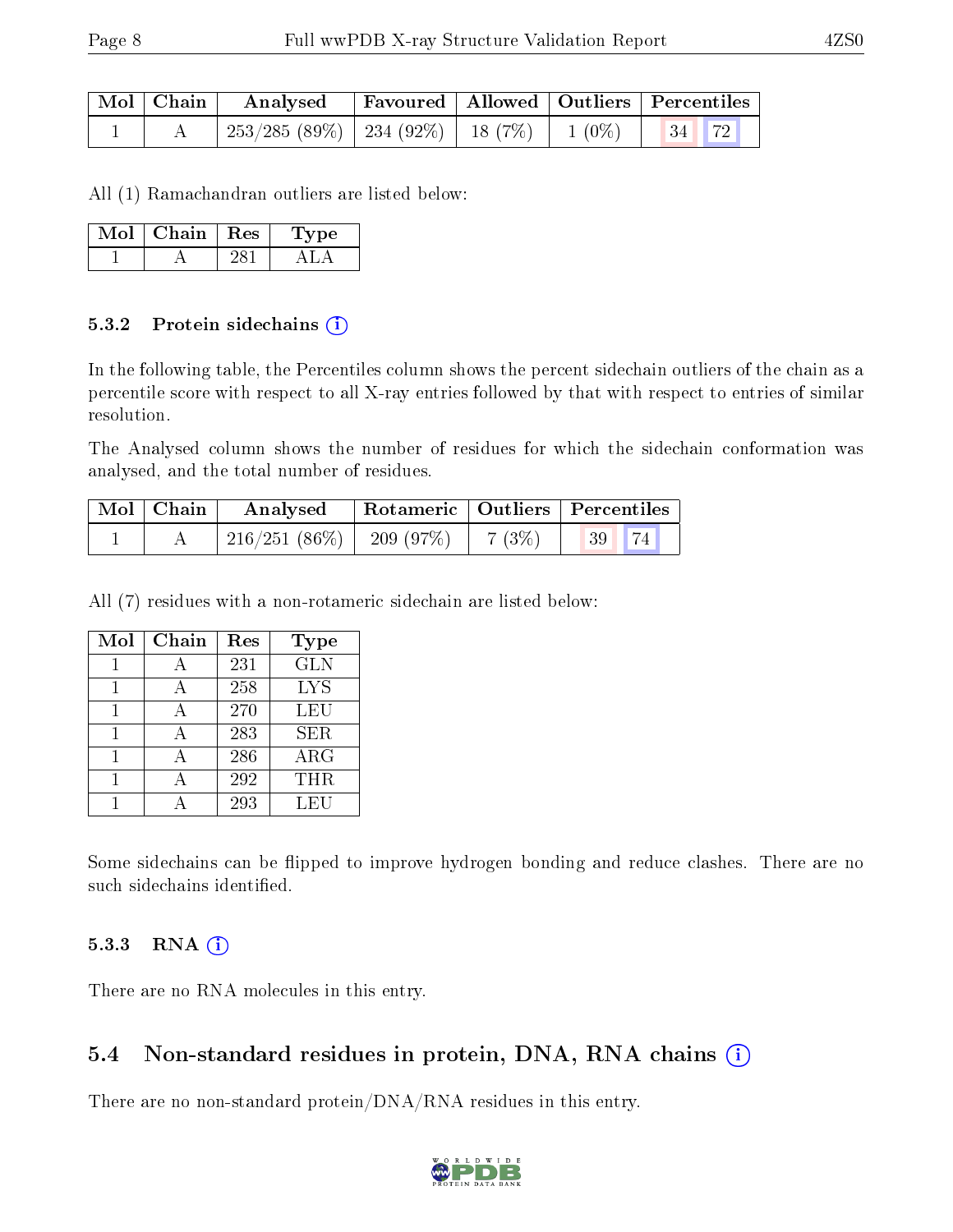| Mol | Chain | Analysed | Favoured | Allowed | Outliers | Percentiles | |
|---|---|---|---|---|---|---|---|
| 1 | A | 253/285 (89%) | 234 (92%) | 18 (7%) | 1 (0%) | 34 | 72 |

All (1) Ramachandran outliers are listed below:

| Mol | Chain | Res | Type |
|---|---|---|---|
| 1 | A | 281 | ALA |

### 5.3.2 Protein sidechains

In the following table, the Percentiles column shows the percent sidechain outliers of the chain as a percentile score with respect to all X-ray entries followed by that with respect to entries of similar resolution.

The Analysed column shows the number of residues for which the sidechain conformation was analysed, and the total number of residues.

| Mol | Chain | Analysed | Rotameric | Outliers | Percentiles | |
|---|---|---|---|---|---|---|
| 1 | A | 216/251 (86%) | 209 (97%) | 7 (3%) | 39 | 74 |

All (7) residues with a non-rotameric sidechain are listed below:

| Mol | Chain | Res | Type |
|---|---|---|---|
| 1 | A | 231 | GLN |
| 1 | A | 258 | LYS |
| 1 | A | 270 | LEU |
| 1 | A | 283 | SER |
| 1 | A | 286 | ARG |
| 1 | A | 292 | THR |
| 1 | A | 293 | LEU |

Some sidechains can be flipped to improve hydrogen bonding and reduce clashes. There are no such sidechains identified.

### 5.3.3 RNA

There are no RNA molecules in this entry.

## 5.4 Non-standard residues in protein, DNA, RNA chains

There are no non-standard protein/DNA/RNA residues in this entry.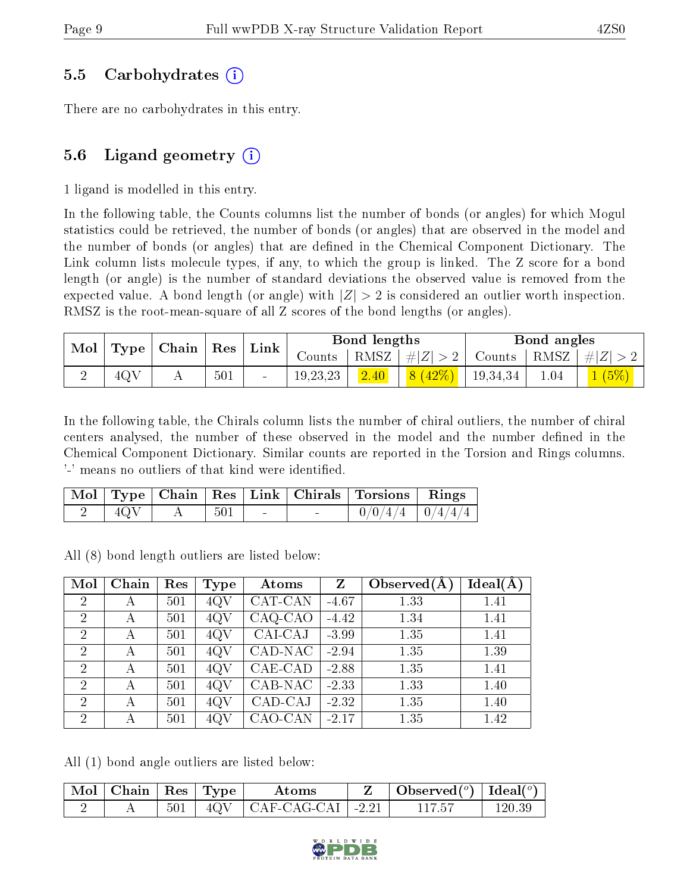## 5.5 Carbohydrates (i)

There are no carbohydrates in this entry.

## 5.6 Ligand geometry (i)

1 ligand is modelled in this entry.

In the following table, the Counts columns list the number of bonds (or angles) for which Mogul statistics could be retrieved, the number of bonds (or angles) that are observed in the model and the number of bonds (or angles) that are defined in the Chemical Component Dictionary. The Link column lists molecule types, if any, to which the group is linked. The Z score for a bond length (or angle) is the number of standard deviations the observed value is removed from the expected value. A bond length (or angle) with $|Z| > 2$ is considered an outlier worth inspection. RMSZ is the root-mean-square of all Z scores of the bond lengths (or angles).

| Mol | Type | Chain | Res | Link | Bond lengths | | | Bond angles | | |
|---|---|---|---|---|---|---|---|---|---|---|
| | | | | | Counts | RMSZ | $\#\|Z\| > 2$ | Counts | RMSZ | $\#\|Z\| > 2$ |
| 2 | 4QV | A | 501 | - | 19,23,23 | 2.40 | 8 (42%) | 19,34,34 | 1.04 | 1 (5%) |

In the following table, the Chirals column lists the number of chiral outliers, the number of chiral centers analysed, the number of these observed in the model and the number defined in the Chemical Component Dictionary. Similar counts are reported in the Torsion and Rings columns. '-' means no outliers of that kind were identified.

| Mol | Type | Chain | Res | Link | Chirals | Torsions | Rings |
|---|---|---|---|---|---|---|---|
| 2 | 4QV | A | 501 | - | - | 0/0/4/4 | 0/4/4/4 |

All (8) bond length outliers are listed below:

| Mol | Chain | Res | Type | Atoms | Z | Observed(Å) | Ideal(Å) |
|---|---|---|---|---|---|---|---|
| 2 | A | 501 | 4QV | CAT-CAN | -4.67 | 1.33 | 1.41 |
| 2 | A | 501 | 4QV | CAQ-CAO | -4.42 | 1.34 | 1.41 |
| 2 | A | 501 | 4QV | CAI-CAJ | -3.99 | 1.35 | 1.41 |
| 2 | A | 501 | 4QV | CAD-NAC | -2.94 | 1.35 | 1.39 |
| 2 | A | 501 | 4QV | CAE-CAD | -2.88 | 1.35 | 1.41 |
| 2 | A | 501 | 4QV | CAB-NAC | -2.33 | 1.33 | 1.40 |
| 2 | A | 501 | 4QV | CAD-CAJ | -2.32 | 1.35 | 1.40 |
| 2 | A | 501 | 4QV | CAO-CAN | -2.17 | 1.35 | 1.42 |

All (1) bond angle outliers are listed below:

| Mol | Chain | Res | Type | Atoms | Z | Observed($^o$) | Ideal($^o$) |
|---|---|---|---|---|---|---|---|
| 2 | A | 501 | 4QV | CAF-CAG-CAI | -2.21 | 117.57 | 120.39 |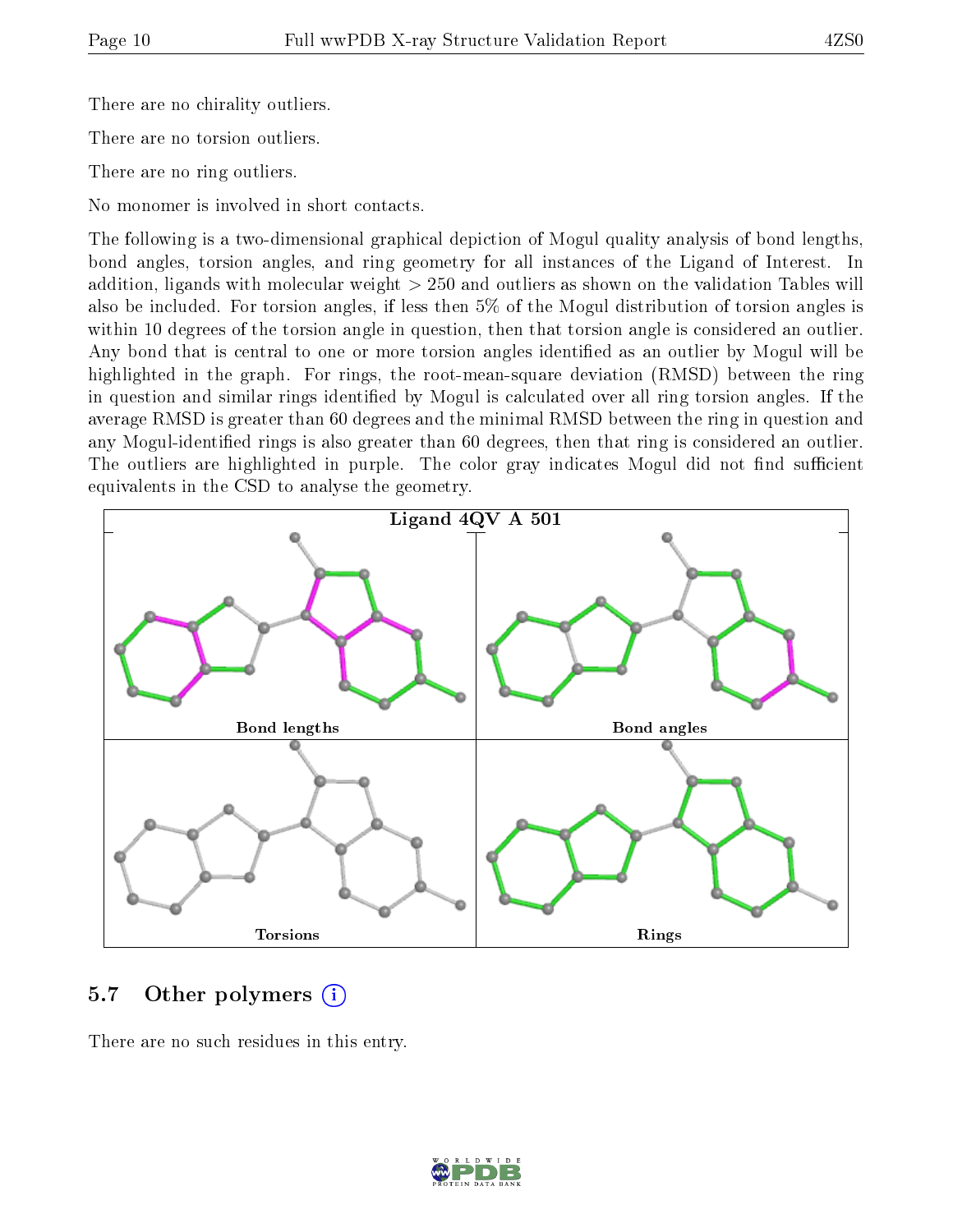There are no chirality outliers.

There are no torsion outliers.

There are no ring outliers.

No monomer is involved in short contacts.

The following is a two-dimensional graphical depiction of Mogul quality analysis of bond lengths, bond angles, torsion angles, and ring geometry for all instances of the Ligand of Interest. In addition, ligands with molecular weight > 250 and outliers as shown on the validation Tables will also be included. For torsion angles, if less then 5% of the Mogul distribution of torsion angles is within 10 degrees of the torsion angle in question, then that torsion angle is considered an outlier. Any bond that is central to one or more torsion angles identified as an outlier by Mogul will be highlighted in the graph. For rings, the root-mean-square deviation (RMSD) between the ring in question and similar rings identified by Mogul is calculated over all ring torsion angles. If the average RMSD is greater than 60 degrees and the minimal RMSD between the ring in question and any Mogul-identified rings is also greater than 60 degrees, then that ring is considered an outlier. The outliers are highlighted in purple. The color gray indicates Mogul did not find sufficient equivalents in the CSD to analyse the geometry.

Ligand 4QV A 501

Bond lengths

Bond angles

Torsions

Rings

## 5.7 Other polymers

There are no such residues in this entry.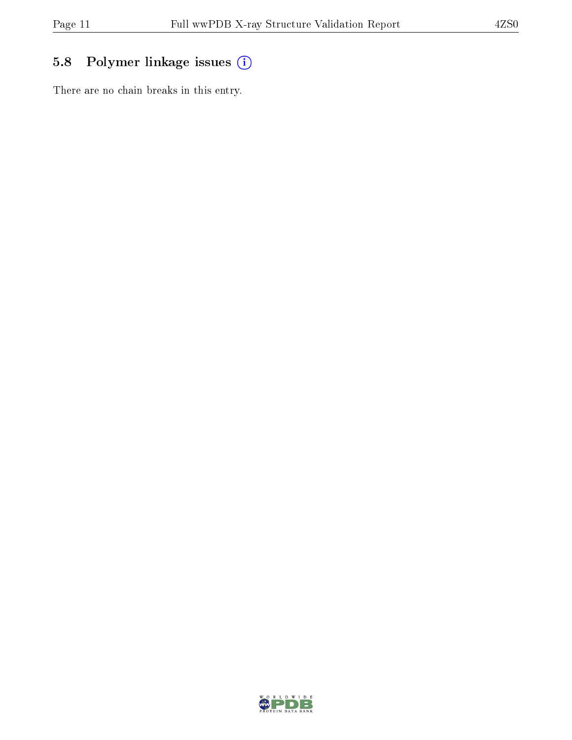## 5.8 Polymer linkage issues

There are no chain breaks in this entry.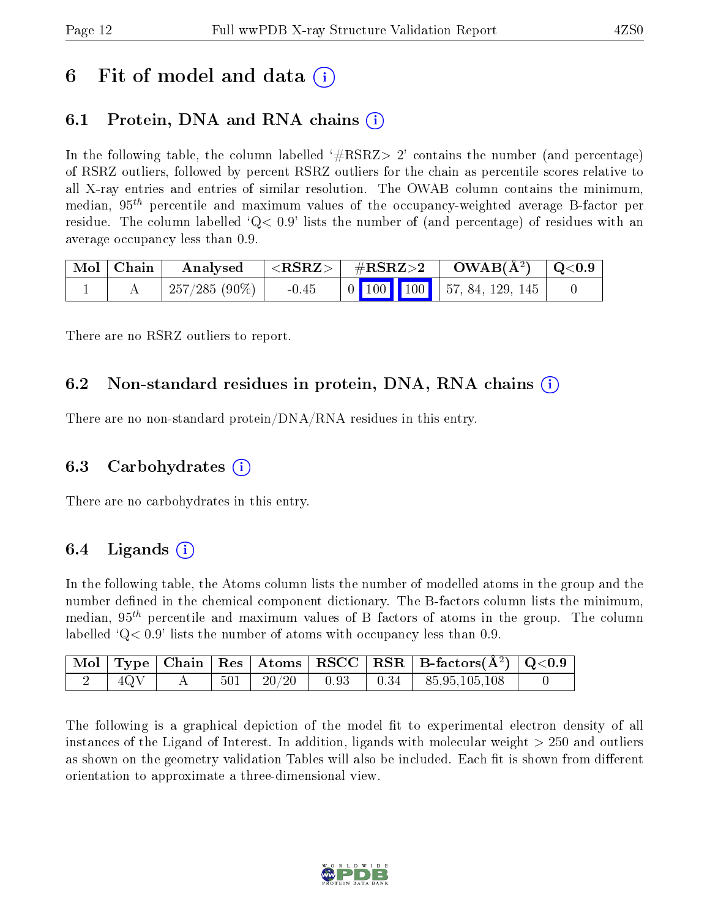# 6 Fit of model and data (i)

## 6.1 Protein, DNA and RNA chains (i)

In the following table, the column labelled '#RSRZ> 2' contains the number (and percentage) of RSRZ outliers, followed by percent RSRZ outliers for the chain as percentile scores relative to all X-ray entries and entries of similar resolution. The OWAB column contains the minimum, median, $95^{th}$ percentile and maximum values of the occupancy-weighted average B-factor per residue. The column labelled 'Q< 0.9' lists the number of (and percentage) of residues with an average occupancy less than 0.9.

| Mol | Chain | Analysed | <RSRZ> | #RSRZ>2 | | | OWAB(Å$^2$) | Q<0.9 |
|---|---|---|---|---|---|---|---|---|
| 1 | A | 257/285 (90%) | -0.45 | 0 | 100 | 100 | 57, 84, 129, 145 | 0 |

There are no RSRZ outliers to report.

## 6.2 Non-standard residues in protein, DNA, RNA chains (i)

There are no non-standard protein/DNA/RNA residues in this entry.

## 6.3 Carbohydrates (i)

There are no carbohydrates in this entry.

## 6.4 Ligands (i)

In the following table, the Atoms column lists the number of modelled atoms in the group and the number defined in the chemical component dictionary. The B-factors column lists the minimum, median, $95^{th}$ percentile and maximum values of B factors of atoms in the group. The column labelled 'Q< 0.9' lists the number of atoms with occupancy less than 0.9.

| Mol | Type | Chain | Res | Atoms | RSCC | RSR | B-factors(Å$^2$) | Q<0.9 |
|---|---|---|---|---|---|---|---|---|
| 2 | 4QV | A | 501 | 20/20 | 0.93 | 0.34 | 85,95,105,108 | 0 |

The following is a graphical depiction of the model fit to experimental electron density of all instances of the Ligand of Interest. In addition, ligands with molecular weight > 250 and outliers as shown on the geometry validation Tables will also be included. Each fit is shown from different orientation to approximate a three-dimensional view.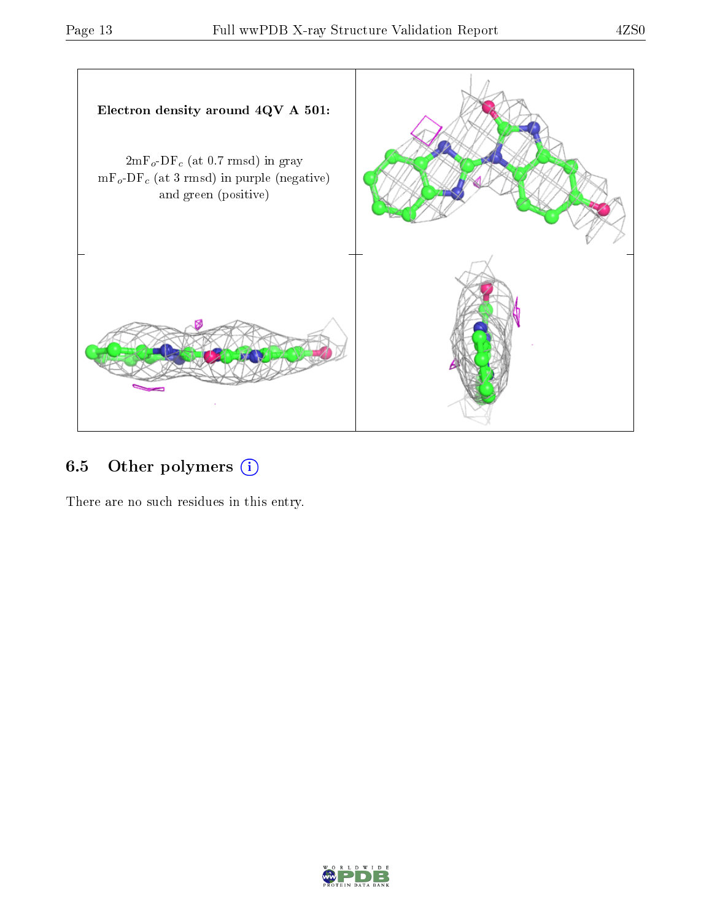**Electron density around 4QV A 501:**

$2mF_o$-$DF_c$ (at 0.7 rmsd) in gray
$mF_o$-$DF_c$ (at 3 rmsd) in purple (negative)
and green (positive)

## 6.5 Other polymers

There are no such residues in this entry.